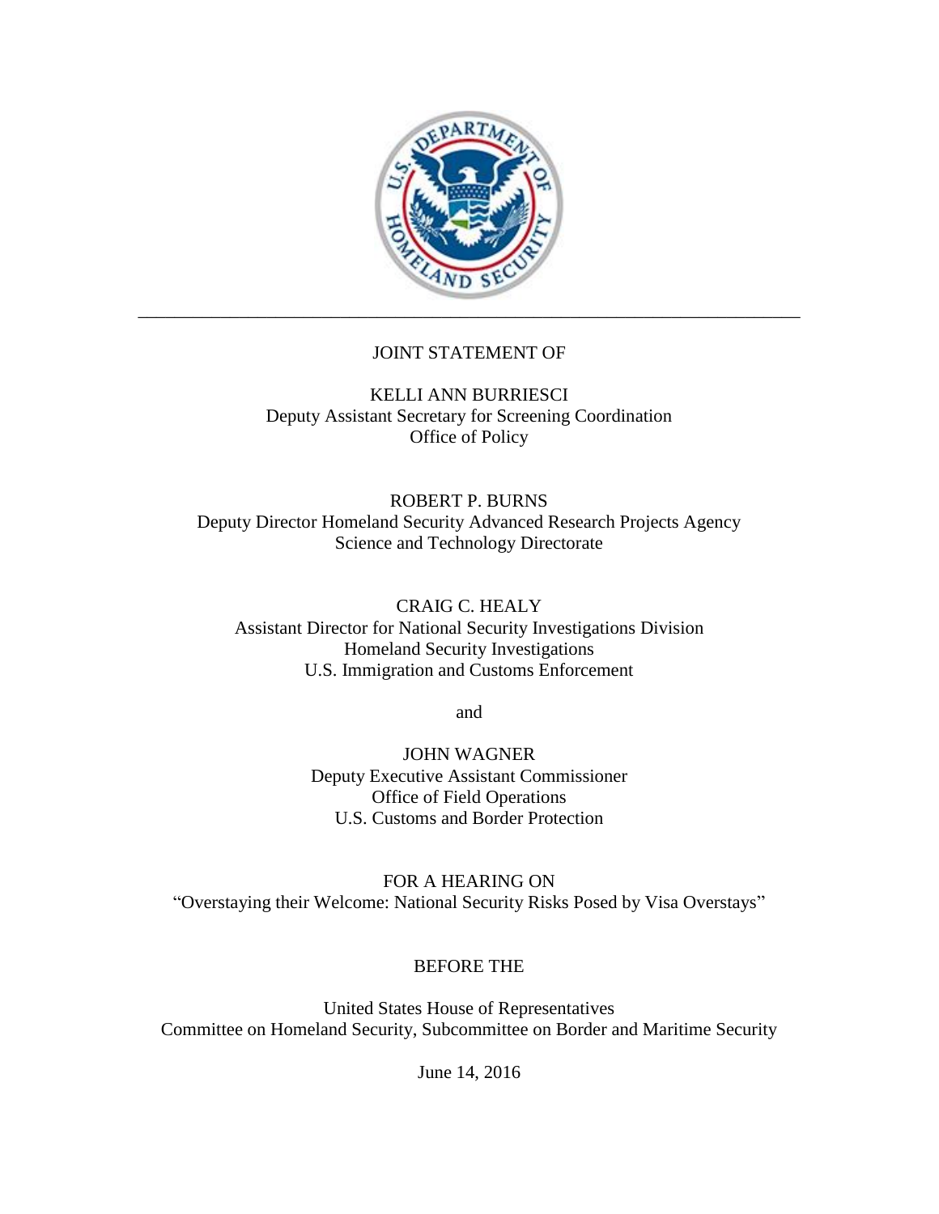JOINT STATEMENT OF

KELLI ANN BURRIESCI
Deputy Assistant Secretary for Screening Coordination
Office of Policy

ROBERT P. BURNS
Deputy Director Homeland Security Advanced Research Projects Agency
Science and Technology Directorate

CRAIG C. HEALY
Assistant Director for National Security Investigations Division
Homeland Security Investigations
U.S. Immigration and Customs Enforcement

and

JOHN WAGNER
Deputy Executive Assistant Commissioner
Office of Field Operations
U.S. Customs and Border Protection

FOR A HEARING ON
"Overstaying their Welcome: National Security Risks Posed by Visa Overstays"

BEFORE THE

United States House of Representatives
Committee on Homeland Security, Subcommittee on Border and Maritime Security

June 14, 2016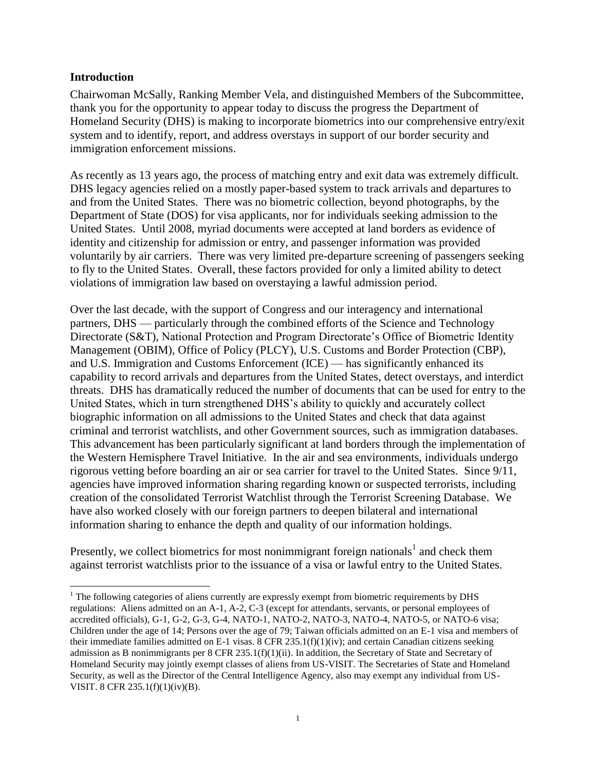## Introduction

Chairwoman McSally, Ranking Member Vela, and distinguished Members of the Subcommittee, thank you for the opportunity to appear today to discuss the progress the Department of Homeland Security (DHS) is making to incorporate biometrics into our comprehensive entry/exit system and to identify, report, and address overstays in support of our border security and immigration enforcement missions.

As recently as 13 years ago, the process of matching entry and exit data was extremely difficult. DHS legacy agencies relied on a mostly paper-based system to track arrivals and departures to and from the United States. There was no biometric collection, beyond photographs, by the Department of State (DOS) for visa applicants, nor for individuals seeking admission to the United States. Until 2008, myriad documents were accepted at land borders as evidence of identity and citizenship for admission or entry, and passenger information was provided voluntarily by air carriers. There was very limited pre-departure screening of passengers seeking to fly to the United States. Overall, these factors provided for only a limited ability to detect violations of immigration law based on overstaying a lawful admission period.

Over the last decade, with the support of Congress and our interagency and international partners, DHS — particularly through the combined efforts of the Science and Technology Directorate (S&T), National Protection and Program Directorate's Office of Biometric Identity Management (OBIM), Office of Policy (PLCY), U.S. Customs and Border Protection (CBP), and U.S. Immigration and Customs Enforcement (ICE) — has significantly enhanced its capability to record arrivals and departures from the United States, detect overstays, and interdict threats. DHS has dramatically reduced the number of documents that can be used for entry to the United States, which in turn strengthened DHS's ability to quickly and accurately collect biographic information on all admissions to the United States and check that data against criminal and terrorist watchlists, and other Government sources, such as immigration databases. This advancement has been particularly significant at land borders through the implementation of the Western Hemisphere Travel Initiative. In the air and sea environments, individuals undergo rigorous vetting before boarding an air or sea carrier for travel to the United States. Since 9/11, agencies have improved information sharing regarding known or suspected terrorists, including creation of the consolidated Terrorist Watchlist through the Terrorist Screening Database. We have also worked closely with our foreign partners to deepen bilateral and international information sharing to enhance the depth and quality of our information holdings.

Presently, we collect biometrics for most nonimmigrant foreign nationals[1] and check them against terrorist watchlists prior to the issuance of a visa or lawful entry to the United States.

[1] The following categories of aliens currently are expressly exempt from biometric requirements by DHS regulations: Aliens admitted on an A-1, A-2, C-3 (except for attendants, servants, or personal employees of accredited officials), G-1, G-2, G-3, G-4, NATO-1, NATO-2, NATO-3, NATO-4, NATO-5, or NATO-6 visa; Children under the age of 14; Persons over the age of 79; Taiwan officials admitted on an E-1 visa and members of their immediate families admitted on E-1 visas. 8 CFR 235.1(f)(1)(iv); and certain Canadian citizens seeking admission as B nonimmigrants per 8 CFR 235.1(f)(1)(ii). In addition, the Secretary of State and Secretary of Homeland Security may jointly exempt classes of aliens from US-VISIT. The Secretaries of State and Homeland Security, as well as the Director of the Central Intelligence Agency, also may exempt any individual from US-VISIT. 8 CFR 235.1(f)(1)(iv)(B).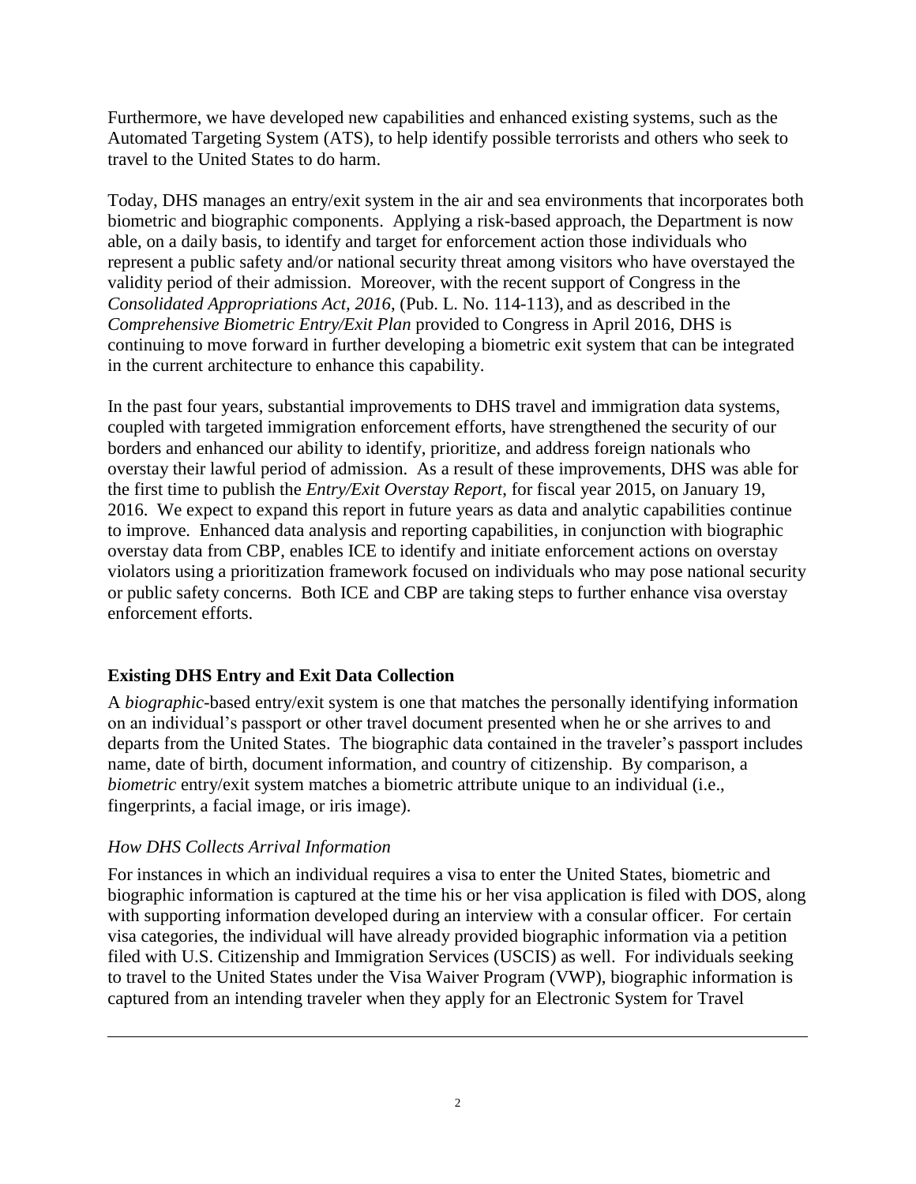Furthermore, we have developed new capabilities and enhanced existing systems, such as the Automated Targeting System (ATS), to help identify possible terrorists and others who seek to travel to the United States to do harm.

Today, DHS manages an entry/exit system in the air and sea environments that incorporates both biometric and biographic components. Applying a risk-based approach, the Department is now able, on a daily basis, to identify and target for enforcement action those individuals who represent a public safety and/or national security threat among visitors who have overstayed the validity period of their admission. Moreover, with the recent support of Congress in the *Consolidated Appropriations Act, 2016*, (Pub. L. No. 114-113), and as described in the *Comprehensive Biometric Entry/Exit Plan* provided to Congress in April 2016, DHS is continuing to move forward in further developing a biometric exit system that can be integrated in the current architecture to enhance this capability.

In the past four years, substantial improvements to DHS travel and immigration data systems, coupled with targeted immigration enforcement efforts, have strengthened the security of our borders and enhanced our ability to identify, prioritize, and address foreign nationals who overstay their lawful period of admission. As a result of these improvements, DHS was able for the first time to publish the *Entry/Exit Overstay Report*, for fiscal year 2015, on January 19, 2016. We expect to expand this report in future years as data and analytic capabilities continue to improve. Enhanced data analysis and reporting capabilities, in conjunction with biographic overstay data from CBP, enables ICE to identify and initiate enforcement actions on overstay violators using a prioritization framework focused on individuals who may pose national security or public safety concerns. Both ICE and CBP are taking steps to further enhance visa overstay enforcement efforts.

## Existing DHS Entry and Exit Data Collection

A *biographic*-based entry/exit system is one that matches the personally identifying information on an individual's passport or other travel document presented when he or she arrives to and departs from the United States. The biographic data contained in the traveler's passport includes name, date of birth, document information, and country of citizenship. By comparison, a *biometric* entry/exit system matches a biometric attribute unique to an individual (i.e., fingerprints, a facial image, or iris image).

### *How DHS Collects Arrival Information*

For instances in which an individual requires a visa to enter the United States, biometric and biographic information is captured at the time his or her visa application is filed with DOS, along with supporting information developed during an interview with a consular officer. For certain visa categories, the individual will have already provided biographic information via a petition filed with U.S. Citizenship and Immigration Services (USCIS) as well. For individuals seeking to travel to the United States under the Visa Waiver Program (VWP), biographic information is captured from an intending traveler when they apply for an Electronic System for Travel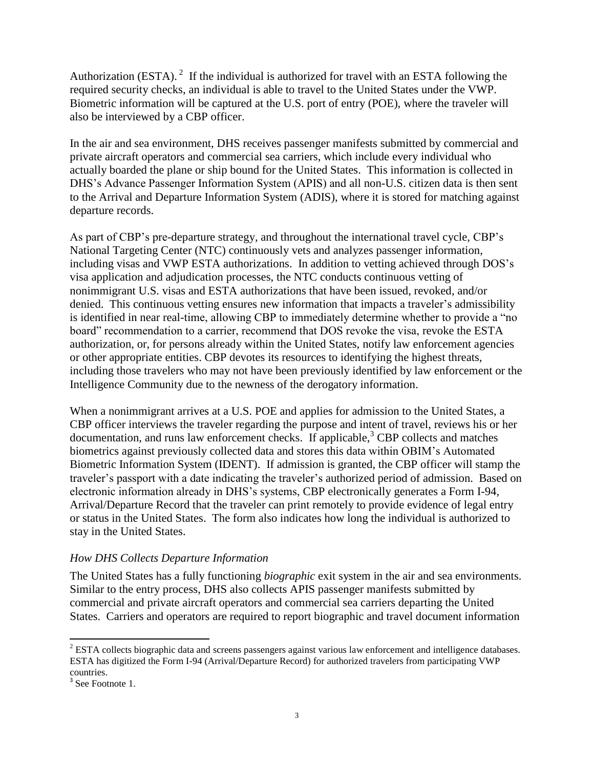Authorization (ESTA).[2] If the individual is authorized for travel with an ESTA following the required security checks, an individual is able to travel to the United States under the VWP. Biometric information will be captured at the U.S. port of entry (POE), where the traveler will also be interviewed by a CBP officer.

In the air and sea environment, DHS receives passenger manifests submitted by commercial and private aircraft operators and commercial sea carriers, which include every individual who actually boarded the plane or ship bound for the United States. This information is collected in DHS's Advance Passenger Information System (APIS) and all non-U.S. citizen data is then sent to the Arrival and Departure Information System (ADIS), where it is stored for matching against departure records.

As part of CBP's pre-departure strategy, and throughout the international travel cycle, CBP's National Targeting Center (NTC) continuously vets and analyzes passenger information, including visas and VWP ESTA authorizations. In addition to vetting achieved through DOS's visa application and adjudication processes, the NTC conducts continuous vetting of nonimmigrant U.S. visas and ESTA authorizations that have been issued, revoked, and/or denied. This continuous vetting ensures new information that impacts a traveler's admissibility is identified in near real-time, allowing CBP to immediately determine whether to provide a "no board" recommendation to a carrier, recommend that DOS revoke the visa, revoke the ESTA authorization, or, for persons already within the United States, notify law enforcement agencies or other appropriate entities. CBP devotes its resources to identifying the highest threats, including those travelers who may not have been previously identified by law enforcement or the Intelligence Community due to the newness of the derogatory information.

When a nonimmigrant arrives at a U.S. POE and applies for admission to the United States, a CBP officer interviews the traveler regarding the purpose and intent of travel, reviews his or her documentation, and runs law enforcement checks. If applicable,[3] CBP collects and matches biometrics against previously collected data and stores this data within OBIM's Automated Biometric Information System (IDENT). If admission is granted, the CBP officer will stamp the traveler's passport with a date indicating the traveler's authorized period of admission. Based on electronic information already in DHS's systems, CBP electronically generates a Form I-94, Arrival/Departure Record that the traveler can print remotely to provide evidence of legal entry or status in the United States. The form also indicates how long the individual is authorized to stay in the United States.

### *How DHS Collects Departure Information*

The United States has a fully functioning *biographic* exit system in the air and sea environments. Similar to the entry process, DHS also collects APIS passenger manifests submitted by commercial and private aircraft operators and commercial sea carriers departing the United States. Carriers and operators are required to report biographic and travel document information

---

[2] ESTA collects biographic data and screens passengers against various law enforcement and intelligence databases. ESTA has digitized the Form I-94 (Arrival/Departure Record) for authorized travelers from participating VWP countries.

[3] See Footnote 1.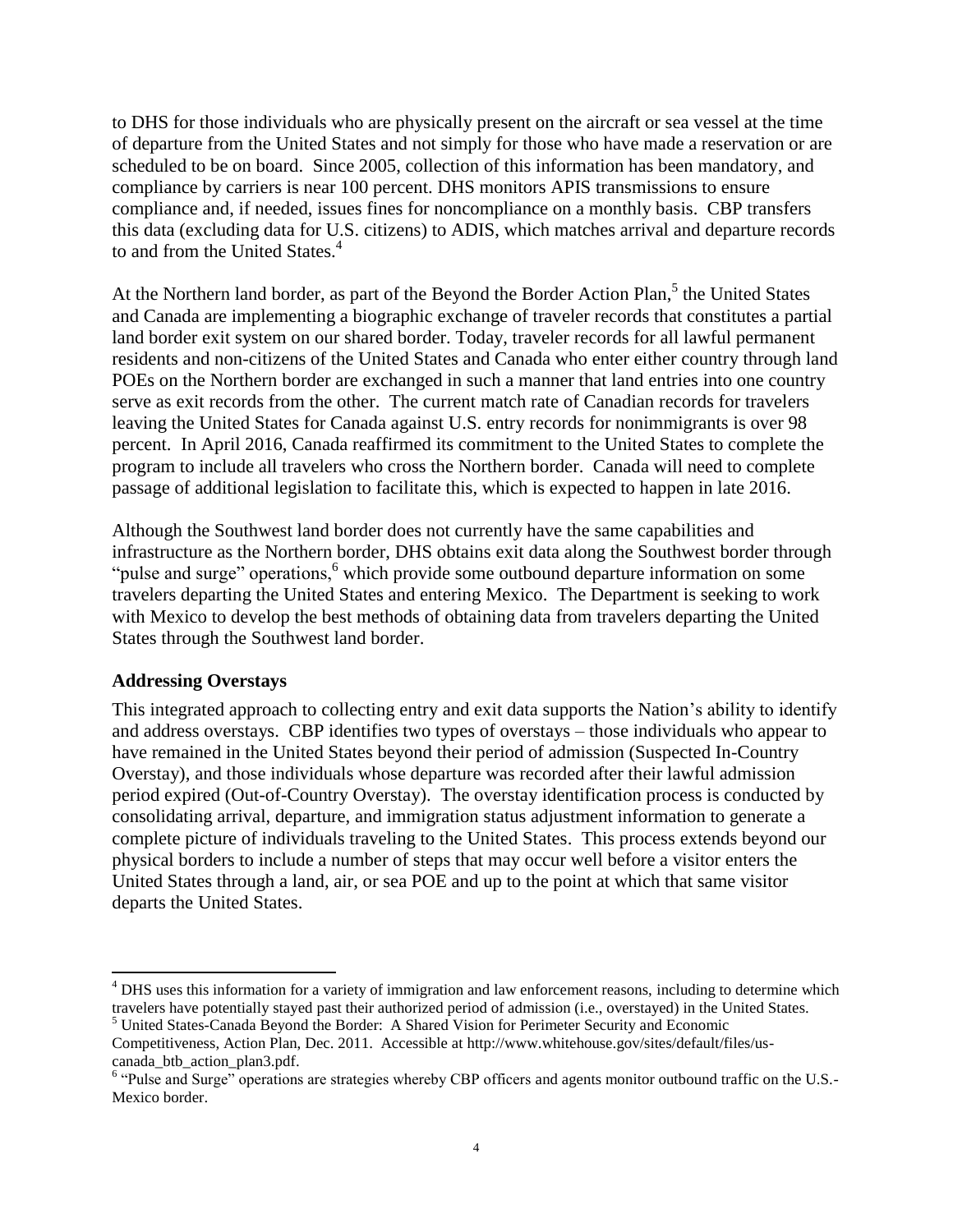to DHS for those individuals who are physically present on the aircraft or sea vessel at the time of departure from the United States and not simply for those who have made a reservation or are scheduled to be on board. Since 2005, collection of this information has been mandatory, and compliance by carriers is near 100 percent. DHS monitors APIS transmissions to ensure compliance and, if needed, issues fines for noncompliance on a monthly basis. CBP transfers this data (excluding data for U.S. citizens) to ADIS, which matches arrival and departure records to and from the United States.[4]

At the Northern land border, as part of the Beyond the Border Action Plan,[5] the United States and Canada are implementing a biographic exchange of traveler records that constitutes a partial land border exit system on our shared border. Today, traveler records for all lawful permanent residents and non-citizens of the United States and Canada who enter either country through land POEs on the Northern border are exchanged in such a manner that land entries into one country serve as exit records from the other. The current match rate of Canadian records for travelers leaving the United States for Canada against U.S. entry records for nonimmigrants is over 98 percent. In April 2016, Canada reaffirmed its commitment to the United States to complete the program to include all travelers who cross the Northern border. Canada will need to complete passage of additional legislation to facilitate this, which is expected to happen in late 2016.

Although the Southwest land border does not currently have the same capabilities and infrastructure as the Northern border, DHS obtains exit data along the Southwest border through "pulse and surge" operations,[6] which provide some outbound departure information on some travelers departing the United States and entering Mexico. The Department is seeking to work with Mexico to develop the best methods of obtaining data from travelers departing the United States through the Southwest land border.

**Addressing Overstays**

This integrated approach to collecting entry and exit data supports the Nation's ability to identify and address overstays. CBP identifies two types of overstays – those individuals who appear to have remained in the United States beyond their period of admission (Suspected In-Country Overstay), and those individuals whose departure was recorded after their lawful admission period expired (Out-of-Country Overstay). The overstay identification process is conducted by consolidating arrival, departure, and immigration status adjustment information to generate a complete picture of individuals traveling to the United States. This process extends beyond our physical borders to include a number of steps that may occur well before a visitor enters the United States through a land, air, or sea POE and up to the point at which that same visitor departs the United States.

---

[4] DHS uses this information for a variety of immigration and law enforcement reasons, including to determine which travelers have potentially stayed past their authorized period of admission (i.e., overstayed) in the United States.

[5] United States-Canada Beyond the Border: A Shared Vision for Perimeter Security and Economic Competitiveness, Action Plan, Dec. 2011. Accessible at http://www.whitehouse.gov/sites/default/files/us-canada_btb_action_plan3.pdf.

[6] "Pulse and Surge" operations are strategies whereby CBP officers and agents monitor outbound traffic on the U.S.-Mexico border.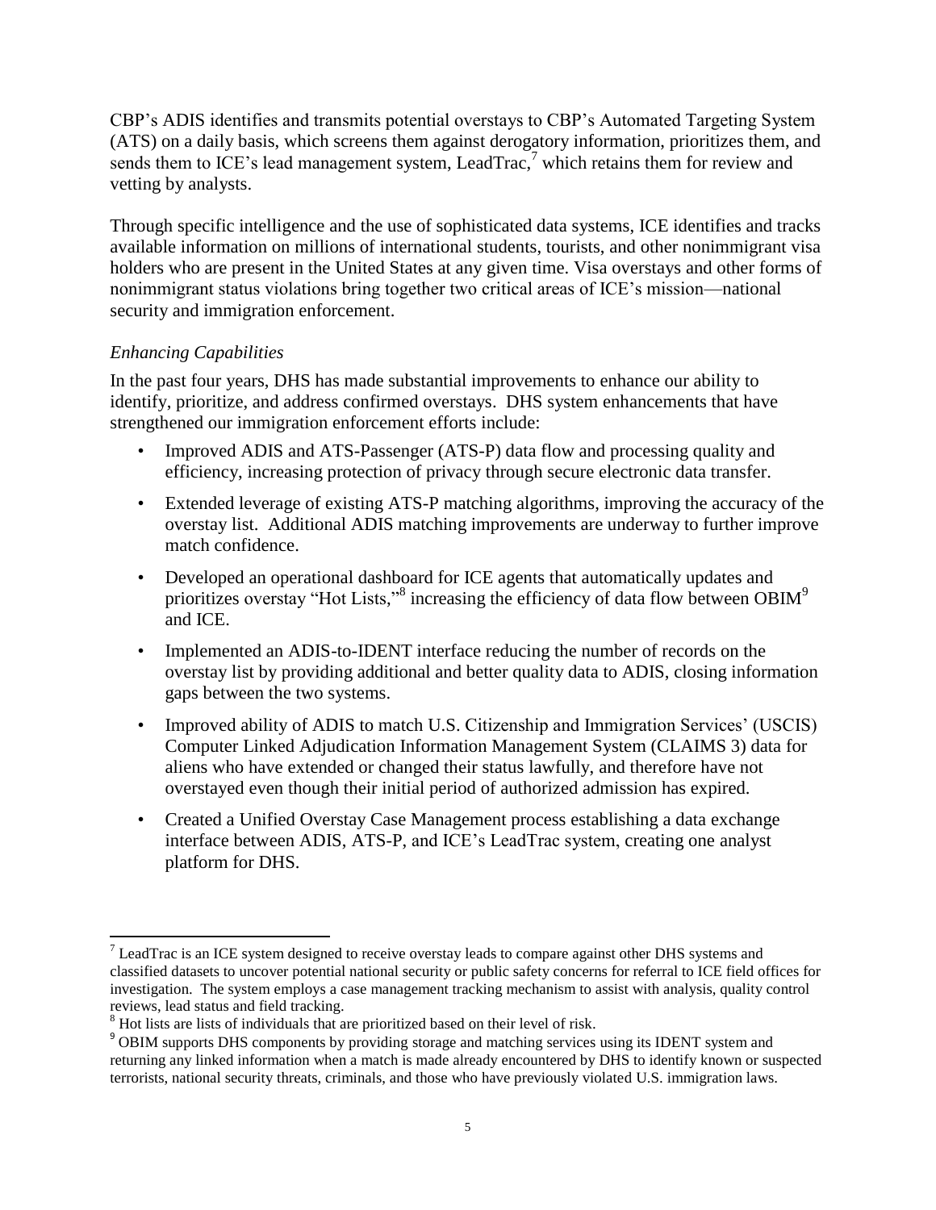CBP's ADIS identifies and transmits potential overstays to CBP's Automated Targeting System (ATS) on a daily basis, which screens them against derogatory information, prioritizes them, and sends them to ICE's lead management system, LeadTrac,[7] which retains them for review and vetting by analysts.

Through specific intelligence and the use of sophisticated data systems, ICE identifies and tracks available information on millions of international students, tourists, and other nonimmigrant visa holders who are present in the United States at any given time. Visa overstays and other forms of nonimmigrant status violations bring together two critical areas of ICE's mission—national security and immigration enforcement.

*Enhancing Capabilities*

In the past four years, DHS has made substantial improvements to enhance our ability to identify, prioritize, and address confirmed overstays. DHS system enhancements that have strengthened our immigration enforcement efforts include:

- Improved ADIS and ATS-Passenger (ATS-P) data flow and processing quality and efficiency, increasing protection of privacy through secure electronic data transfer.
- Extended leverage of existing ATS-P matching algorithms, improving the accuracy of the overstay list. Additional ADIS matching improvements are underway to further improve match confidence.
- Developed an operational dashboard for ICE agents that automatically updates and prioritizes overstay "Hot Lists,"[8] increasing the efficiency of data flow between OBIM[9] and ICE.
- Implemented an ADIS-to-IDENT interface reducing the number of records on the overstay list by providing additional and better quality data to ADIS, closing information gaps between the two systems.
- Improved ability of ADIS to match U.S. Citizenship and Immigration Services' (USCIS) Computer Linked Adjudication Information Management System (CLAIMS 3) data for aliens who have extended or changed their status lawfully, and therefore have not overstayed even though their initial period of authorized admission has expired.
- Created a Unified Overstay Case Management process establishing a data exchange interface between ADIS, ATS-P, and ICE's LeadTrac system, creating one analyst platform for DHS.

---

[7] LeadTrac is an ICE system designed to receive overstay leads to compare against other DHS systems and classified datasets to uncover potential national security or public safety concerns for referral to ICE field offices for investigation. The system employs a case management tracking mechanism to assist with analysis, quality control reviews, lead status and field tracking.

[8] Hot lists are lists of individuals that are prioritized based on their level of risk.

[9] OBIM supports DHS components by providing storage and matching services using its IDENT system and returning any linked information when a match is made already encountered by DHS to identify known or suspected terrorists, national security threats, criminals, and those who have previously violated U.S. immigration laws.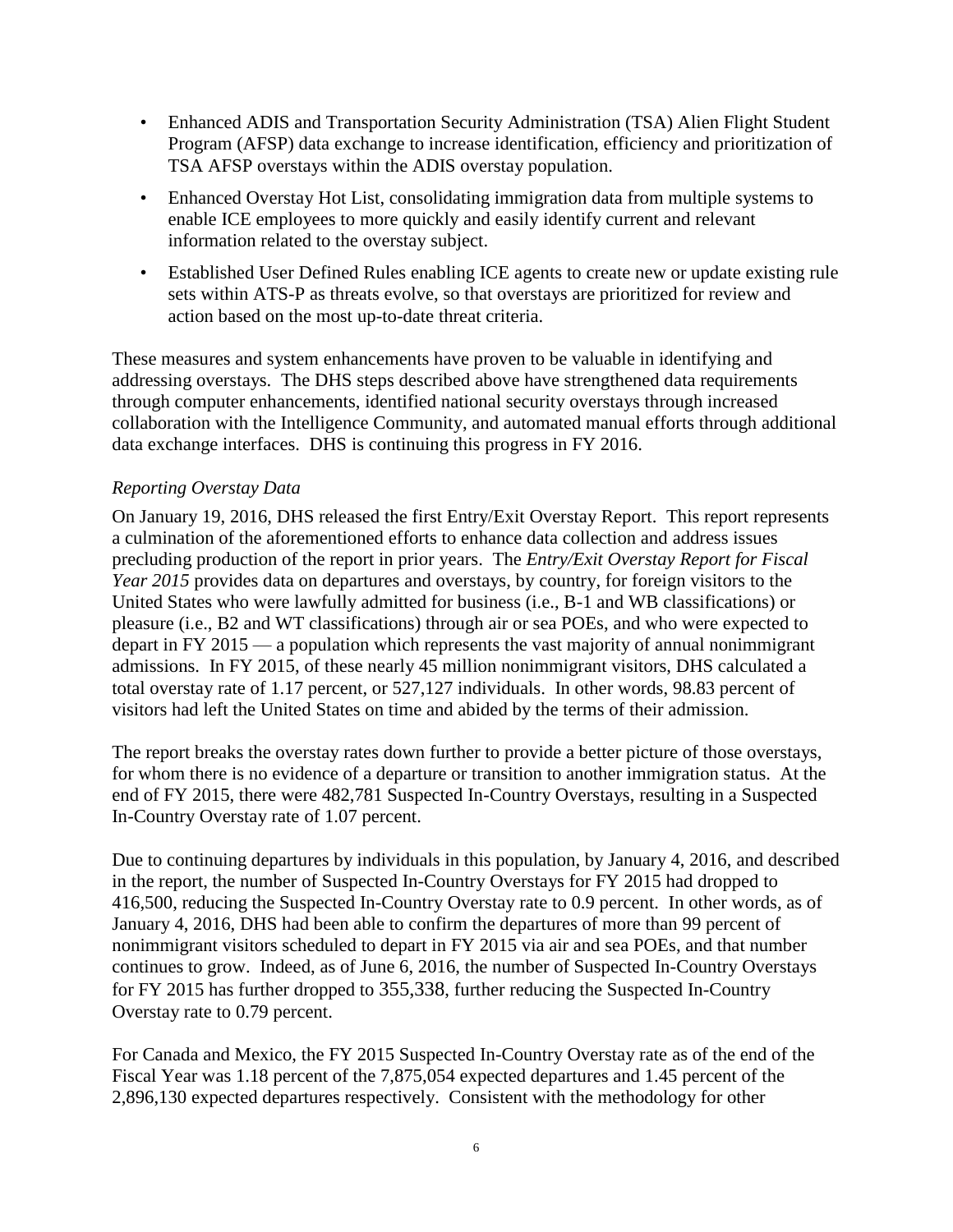- Enhanced ADIS and Transportation Security Administration (TSA) Alien Flight Student Program (AFSP) data exchange to increase identification, efficiency and prioritization of TSA AFSP overstays within the ADIS overstay population.
- Enhanced Overstay Hot List, consolidating immigration data from multiple systems to enable ICE employees to more quickly and easily identify current and relevant information related to the overstay subject.
- Established User Defined Rules enabling ICE agents to create new or update existing rule sets within ATS-P as threats evolve, so that overstays are prioritized for review and action based on the most up-to-date threat criteria.

These measures and system enhancements have proven to be valuable in identifying and addressing overstays. The DHS steps described above have strengthened data requirements through computer enhancements, identified national security overstays through increased collaboration with the Intelligence Community, and automated manual efforts through additional data exchange interfaces. DHS is continuing this progress in FY 2016.

*Reporting Overstay Data*

On January 19, 2016, DHS released the first Entry/Exit Overstay Report. This report represents a culmination of the aforementioned efforts to enhance data collection and address issues precluding production of the report in prior years. The *Entry/Exit Overstay Report for Fiscal Year 2015* provides data on departures and overstays, by country, for foreign visitors to the United States who were lawfully admitted for business (i.e., B-1 and WB classifications) or pleasure (i.e., B2 and WT classifications) through air or sea POEs, and who were expected to depart in FY 2015 — a population which represents the vast majority of annual nonimmigrant admissions. In FY 2015, of these nearly 45 million nonimmigrant visitors, DHS calculated a total overstay rate of 1.17 percent, or 527,127 individuals. In other words, 98.83 percent of visitors had left the United States on time and abided by the terms of their admission.

The report breaks the overstay rates down further to provide a better picture of those overstays, for whom there is no evidence of a departure or transition to another immigration status. At the end of FY 2015, there were 482,781 Suspected In-Country Overstays, resulting in a Suspected In-Country Overstay rate of 1.07 percent.

Due to continuing departures by individuals in this population, by January 4, 2016, and described in the report, the number of Suspected In-Country Overstays for FY 2015 had dropped to 416,500, reducing the Suspected In-Country Overstay rate to 0.9 percent. In other words, as of January 4, 2016, DHS had been able to confirm the departures of more than 99 percent of nonimmigrant visitors scheduled to depart in FY 2015 via air and sea POEs, and that number continues to grow. Indeed, as of June 6, 2016, the number of Suspected In-Country Overstays for FY 2015 has further dropped to 355,338, further reducing the Suspected In-Country Overstay rate to 0.79 percent.

For Canada and Mexico, the FY 2015 Suspected In-Country Overstay rate as of the end of the Fiscal Year was 1.18 percent of the 7,875,054 expected departures and 1.45 percent of the 2,896,130 expected departures respectively. Consistent with the methodology for other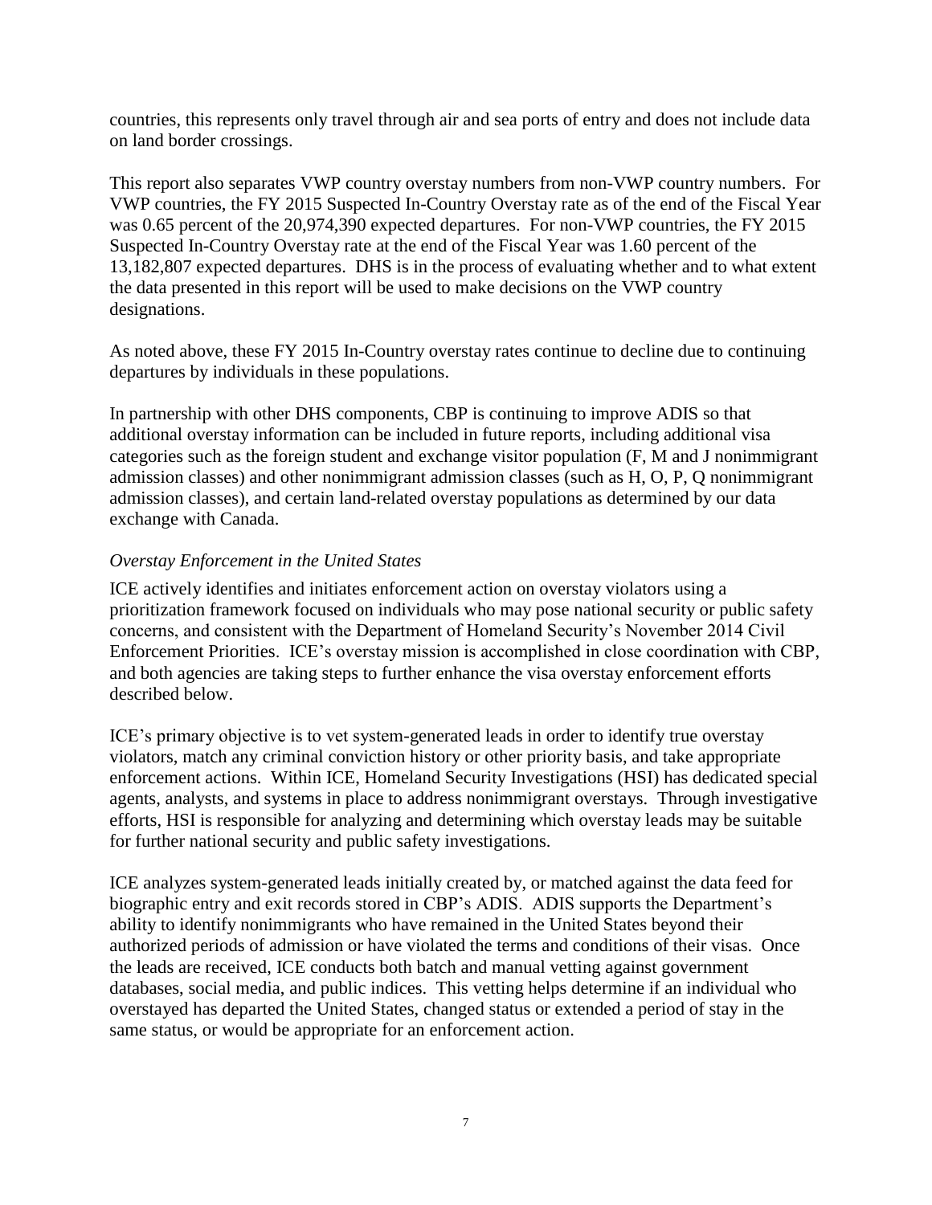countries, this represents only travel through air and sea ports of entry and does not include data on land border crossings.

This report also separates VWP country overstay numbers from non-VWP country numbers. For VWP countries, the FY 2015 Suspected In-Country Overstay rate as of the end of the Fiscal Year was 0.65 percent of the 20,974,390 expected departures. For non-VWP countries, the FY 2015 Suspected In-Country Overstay rate at the end of the Fiscal Year was 1.60 percent of the 13,182,807 expected departures. DHS is in the process of evaluating whether and to what extent the data presented in this report will be used to make decisions on the VWP country designations.

As noted above, these FY 2015 In-Country overstay rates continue to decline due to continuing departures by individuals in these populations.

In partnership with other DHS components, CBP is continuing to improve ADIS so that additional overstay information can be included in future reports, including additional visa categories such as the foreign student and exchange visitor population (F, M and J nonimmigrant admission classes) and other nonimmigrant admission classes (such as H, O, P, Q nonimmigrant admission classes), and certain land-related overstay populations as determined by our data exchange with Canada.

*Overstay Enforcement in the United States*

ICE actively identifies and initiates enforcement action on overstay violators using a prioritization framework focused on individuals who may pose national security or public safety concerns, and consistent with the Department of Homeland Security's November 2014 Civil Enforcement Priorities. ICE's overstay mission is accomplished in close coordination with CBP, and both agencies are taking steps to further enhance the visa overstay enforcement efforts described below.

ICE's primary objective is to vet system-generated leads in order to identify true overstay violators, match any criminal conviction history or other priority basis, and take appropriate enforcement actions. Within ICE, Homeland Security Investigations (HSI) has dedicated special agents, analysts, and systems in place to address nonimmigrant overstays. Through investigative efforts, HSI is responsible for analyzing and determining which overstay leads may be suitable for further national security and public safety investigations.

ICE analyzes system-generated leads initially created by, or matched against the data feed for biographic entry and exit records stored in CBP's ADIS. ADIS supports the Department's ability to identify nonimmigrants who have remained in the United States beyond their authorized periods of admission or have violated the terms and conditions of their visas. Once the leads are received, ICE conducts both batch and manual vetting against government databases, social media, and public indices. This vetting helps determine if an individual who overstayed has departed the United States, changed status or extended a period of stay in the same status, or would be appropriate for an enforcement action.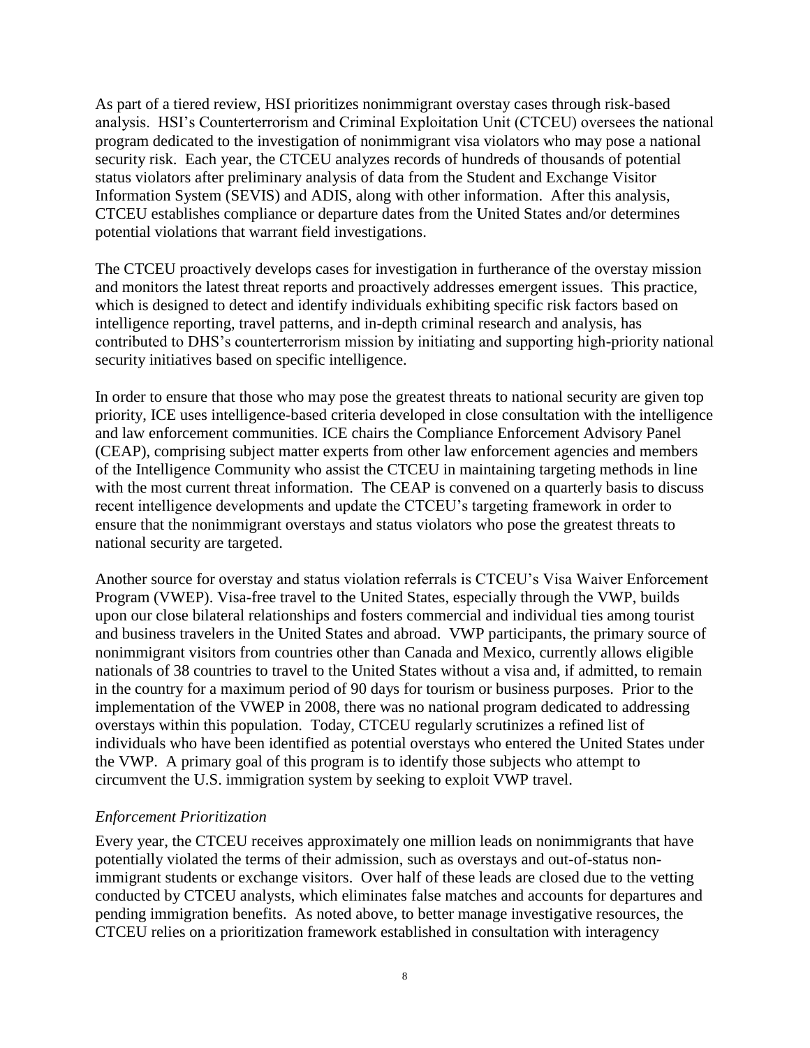As part of a tiered review, HSI prioritizes nonimmigrant overstay cases through risk-based analysis. HSI's Counterterrorism and Criminal Exploitation Unit (CTCEU) oversees the national program dedicated to the investigation of nonimmigrant visa violators who may pose a national security risk. Each year, the CTCEU analyzes records of hundreds of thousands of potential status violators after preliminary analysis of data from the Student and Exchange Visitor Information System (SEVIS) and ADIS, along with other information. After this analysis, CTCEU establishes compliance or departure dates from the United States and/or determines potential violations that warrant field investigations.

The CTCEU proactively develops cases for investigation in furtherance of the overstay mission and monitors the latest threat reports and proactively addresses emergent issues. This practice, which is designed to detect and identify individuals exhibiting specific risk factors based on intelligence reporting, travel patterns, and in-depth criminal research and analysis, has contributed to DHS's counterterrorism mission by initiating and supporting high-priority national security initiatives based on specific intelligence.

In order to ensure that those who may pose the greatest threats to national security are given top priority, ICE uses intelligence-based criteria developed in close consultation with the intelligence and law enforcement communities. ICE chairs the Compliance Enforcement Advisory Panel (CEAP), comprising subject matter experts from other law enforcement agencies and members of the Intelligence Community who assist the CTCEU in maintaining targeting methods in line with the most current threat information. The CEAP is convened on a quarterly basis to discuss recent intelligence developments and update the CTCEU's targeting framework in order to ensure that the nonimmigrant overstays and status violators who pose the greatest threats to national security are targeted.

Another source for overstay and status violation referrals is CTCEU's Visa Waiver Enforcement Program (VWEP). Visa-free travel to the United States, especially through the VWP, builds upon our close bilateral relationships and fosters commercial and individual ties among tourist and business travelers in the United States and abroad. VWP participants, the primary source of nonimmigrant visitors from countries other than Canada and Mexico, currently allows eligible nationals of 38 countries to travel to the United States without a visa and, if admitted, to remain in the country for a maximum period of 90 days for tourism or business purposes. Prior to the implementation of the VWEP in 2008, there was no national program dedicated to addressing overstays within this population. Today, CTCEU regularly scrutinizes a refined list of individuals who have been identified as potential overstays who entered the United States under the VWP. A primary goal of this program is to identify those subjects who attempt to circumvent the U.S. immigration system by seeking to exploit VWP travel.

*Enforcement Prioritization*

Every year, the CTCEU receives approximately one million leads on nonimmigrants that have potentially violated the terms of their admission, such as overstays and out-of-status non-immigrant students or exchange visitors. Over half of these leads are closed due to the vetting conducted by CTCEU analysts, which eliminates false matches and accounts for departures and pending immigration benefits. As noted above, to better manage investigative resources, the CTCEU relies on a prioritization framework established in consultation with interagency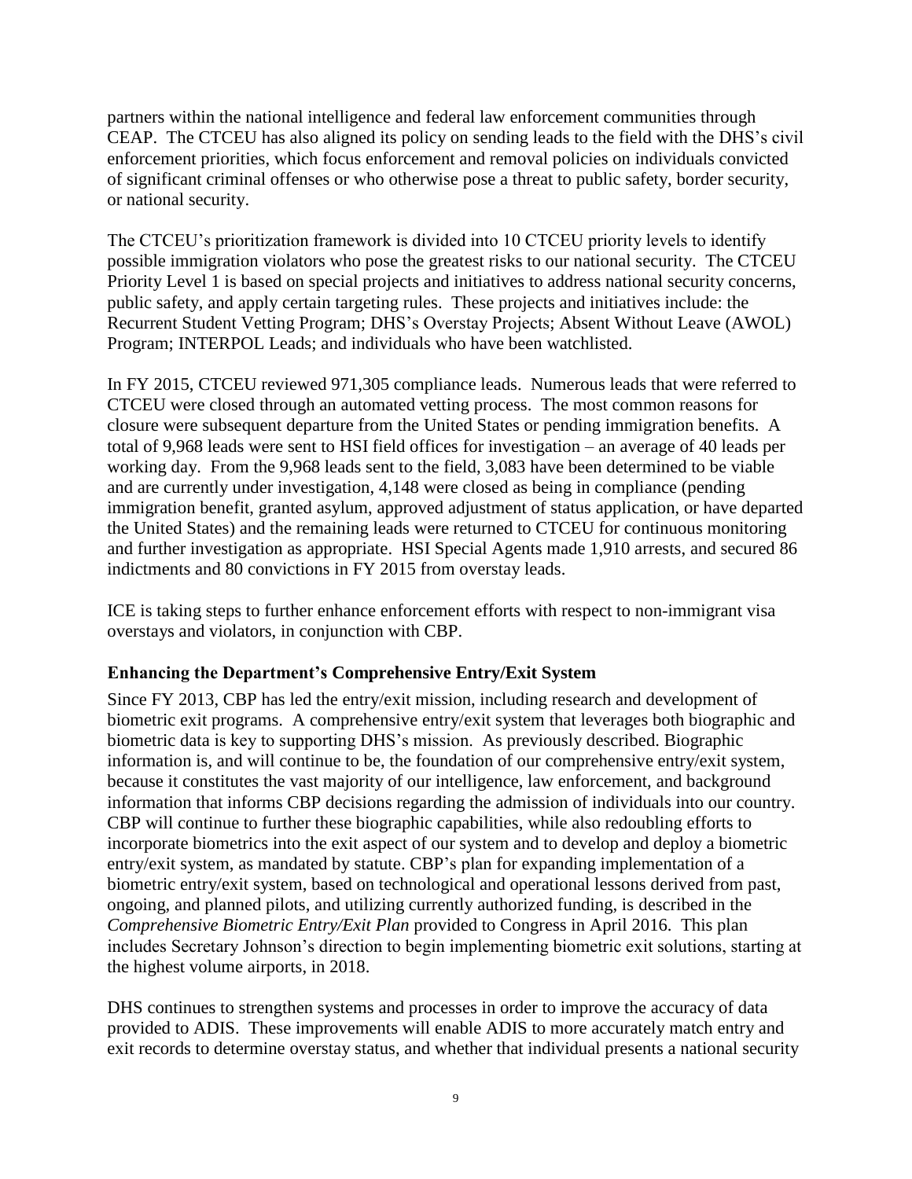partners within the national intelligence and federal law enforcement communities through CEAP. The CTCEU has also aligned its policy on sending leads to the field with the DHS's civil enforcement priorities, which focus enforcement and removal policies on individuals convicted of significant criminal offenses or who otherwise pose a threat to public safety, border security, or national security.

The CTCEU's prioritization framework is divided into 10 CTCEU priority levels to identify possible immigration violators who pose the greatest risks to our national security. The CTCEU Priority Level 1 is based on special projects and initiatives to address national security concerns, public safety, and apply certain targeting rules. These projects and initiatives include: the Recurrent Student Vetting Program; DHS's Overstay Projects; Absent Without Leave (AWOL) Program; INTERPOL Leads; and individuals who have been watchlisted.

In FY 2015, CTCEU reviewed 971,305 compliance leads. Numerous leads that were referred to CTCEU were closed through an automated vetting process. The most common reasons for closure were subsequent departure from the United States or pending immigration benefits. A total of 9,968 leads were sent to HSI field offices for investigation – an average of 40 leads per working day. From the 9,968 leads sent to the field, 3,083 have been determined to be viable and are currently under investigation, 4,148 were closed as being in compliance (pending immigration benefit, granted asylum, approved adjustment of status application, or have departed the United States) and the remaining leads were returned to CTCEU for continuous monitoring and further investigation as appropriate. HSI Special Agents made 1,910 arrests, and secured 86 indictments and 80 convictions in FY 2015 from overstay leads.

ICE is taking steps to further enhance enforcement efforts with respect to non-immigrant visa overstays and violators, in conjunction with CBP.

### Enhancing the Department's Comprehensive Entry/Exit System

Since FY 2013, CBP has led the entry/exit mission, including research and development of biometric exit programs. A comprehensive entry/exit system that leverages both biographic and biometric data is key to supporting DHS's mission. As previously described. Biographic information is, and will continue to be, the foundation of our comprehensive entry/exit system, because it constitutes the vast majority of our intelligence, law enforcement, and background information that informs CBP decisions regarding the admission of individuals into our country. CBP will continue to further these biographic capabilities, while also redoubling efforts to incorporate biometrics into the exit aspect of our system and to develop and deploy a biometric entry/exit system, as mandated by statute. CBP's plan for expanding implementation of a biometric entry/exit system, based on technological and operational lessons derived from past, ongoing, and planned pilots, and utilizing currently authorized funding, is described in the *Comprehensive Biometric Entry/Exit Plan* provided to Congress in April 2016. This plan includes Secretary Johnson's direction to begin implementing biometric exit solutions, starting at the highest volume airports, in 2018.

DHS continues to strengthen systems and processes in order to improve the accuracy of data provided to ADIS. These improvements will enable ADIS to more accurately match entry and exit records to determine overstay status, and whether that individual presents a national security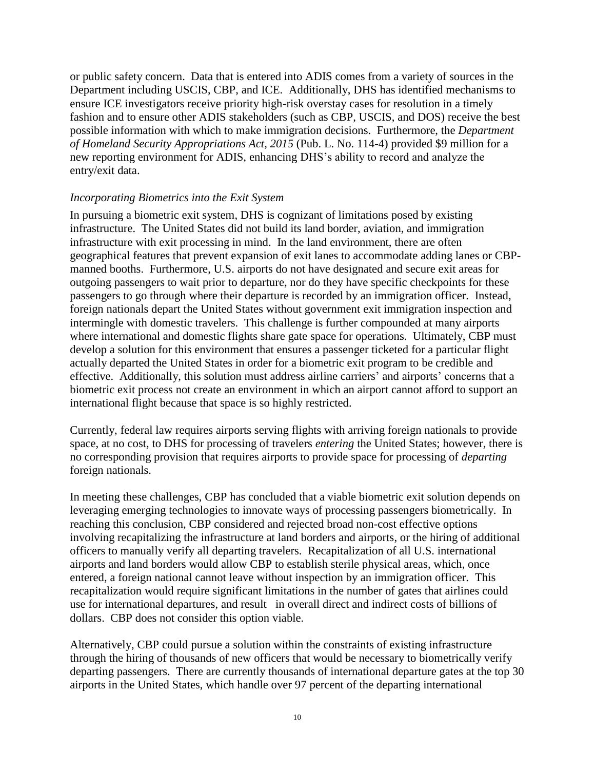or public safety concern. Data that is entered into ADIS comes from a variety of sources in the Department including USCIS, CBP, and ICE. Additionally, DHS has identified mechanisms to ensure ICE investigators receive priority high-risk overstay cases for resolution in a timely fashion and to ensure other ADIS stakeholders (such as CBP, USCIS, and DOS) receive the best possible information with which to make immigration decisions. Furthermore, the *Department of Homeland Security Appropriations Act, 2015* (Pub. L. No. 114-4) provided $9 million for a new reporting environment for ADIS, enhancing DHS's ability to record and analyze the entry/exit data.

*Incorporating Biometrics into the Exit System*

In pursuing a biometric exit system, DHS is cognizant of limitations posed by existing infrastructure. The United States did not build its land border, aviation, and immigration infrastructure with exit processing in mind. In the land environment, there are often geographical features that prevent expansion of exit lanes to accommodate adding lanes or CBP-manned booths. Furthermore, U.S. airports do not have designated and secure exit areas for outgoing passengers to wait prior to departure, nor do they have specific checkpoints for these passengers to go through where their departure is recorded by an immigration officer. Instead, foreign nationals depart the United States without government exit immigration inspection and intermingle with domestic travelers. This challenge is further compounded at many airports where international and domestic flights share gate space for operations. Ultimately, CBP must develop a solution for this environment that ensures a passenger ticketed for a particular flight actually departed the United States in order for a biometric exit program to be credible and effective. Additionally, this solution must address airline carriers' and airports' concerns that a biometric exit process not create an environment in which an airport cannot afford to support an international flight because that space is so highly restricted.

Currently, federal law requires airports serving flights with arriving foreign nationals to provide space, at no cost, to DHS for processing of travelers *entering* the United States; however, there is no corresponding provision that requires airports to provide space for processing of *departing* foreign nationals.

In meeting these challenges, CBP has concluded that a viable biometric exit solution depends on leveraging emerging technologies to innovate ways of processing passengers biometrically. In reaching this conclusion, CBP considered and rejected broad non-cost effective options involving recapitalizing the infrastructure at land borders and airports, or the hiring of additional officers to manually verify all departing travelers. Recapitalization of all U.S. international airports and land borders would allow CBP to establish sterile physical areas, which, once entered, a foreign national cannot leave without inspection by an immigration officer. This recapitalization would require significant limitations in the number of gates that airlines could use for international departures, and result in overall direct and indirect costs of billions of dollars. CBP does not consider this option viable.

Alternatively, CBP could pursue a solution within the constraints of existing infrastructure through the hiring of thousands of new officers that would be necessary to biometrically verify departing passengers. There are currently thousands of international departure gates at the top 30 airports in the United States, which handle over 97 percent of the departing international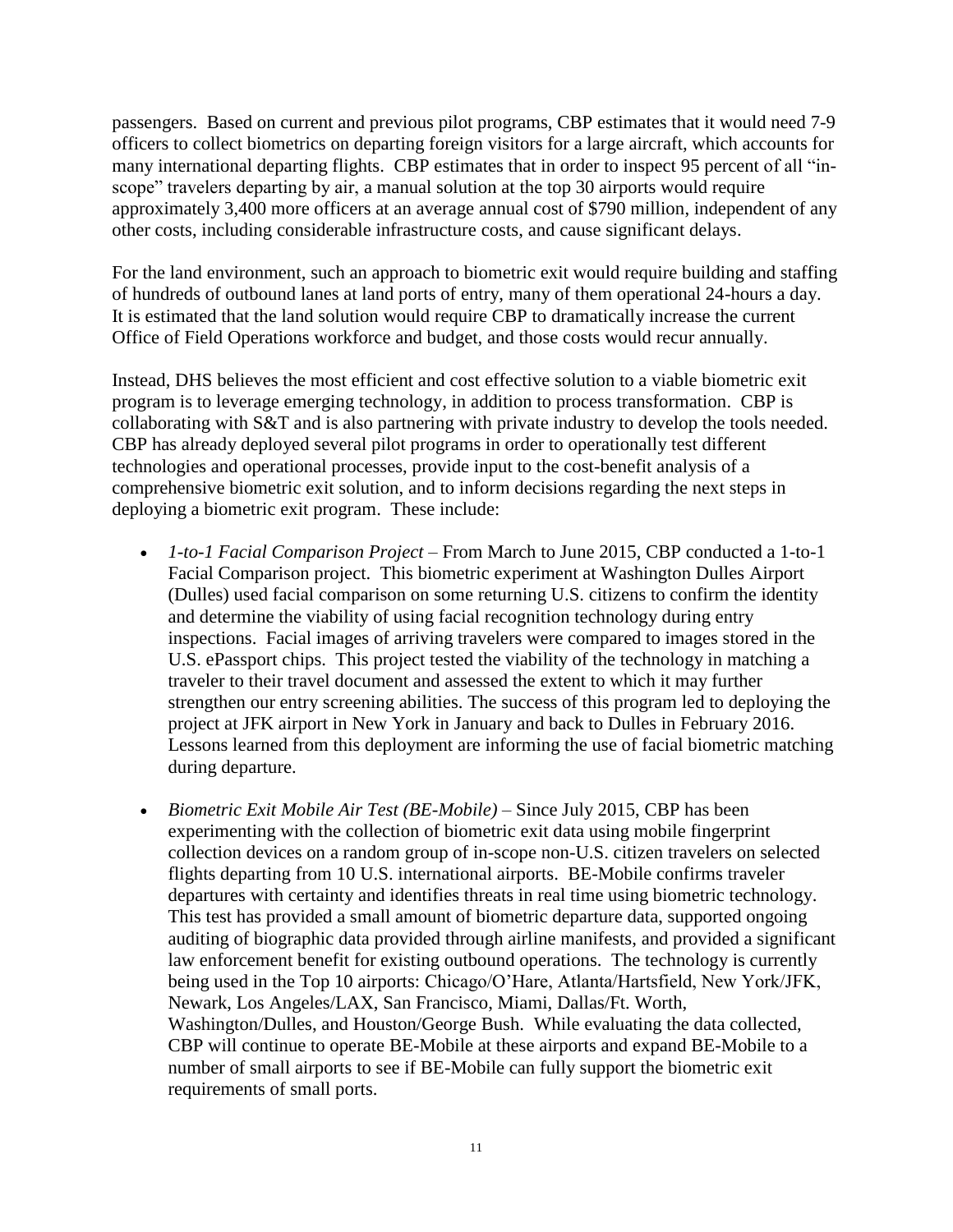passengers. Based on current and previous pilot programs, CBP estimates that it would need 7-9 officers to collect biometrics on departing foreign visitors for a large aircraft, which accounts for many international departing flights. CBP estimates that in order to inspect 95 percent of all "in-scope" travelers departing by air, a manual solution at the top 30 airports would require approximately 3,400 more officers at an average annual cost of $790 million, independent of any other costs, including considerable infrastructure costs, and cause significant delays.

For the land environment, such an approach to biometric exit would require building and staffing of hundreds of outbound lanes at land ports of entry, many of them operational 24-hours a day. It is estimated that the land solution would require CBP to dramatically increase the current Office of Field Operations workforce and budget, and those costs would recur annually.

Instead, DHS believes the most efficient and cost effective solution to a viable biometric exit program is to leverage emerging technology, in addition to process transformation. CBP is collaborating with S&T and is also partnering with private industry to develop the tools needed. CBP has already deployed several pilot programs in order to operationally test different technologies and operational processes, provide input to the cost-benefit analysis of a comprehensive biometric exit solution, and to inform decisions regarding the next steps in deploying a biometric exit program. These include:

- *1-to-1 Facial Comparison Project* – From March to June 2015, CBP conducted a 1-to-1 Facial Comparison project. This biometric experiment at Washington Dulles Airport (Dulles) used facial comparison on some returning U.S. citizens to confirm the identity and determine the viability of using facial recognition technology during entry inspections. Facial images of arriving travelers were compared to images stored in the U.S. ePassport chips. This project tested the viability of the technology in matching a traveler to their travel document and assessed the extent to which it may further strengthen our entry screening abilities. The success of this program led to deploying the project at JFK airport in New York in January and back to Dulles in February 2016. Lessons learned from this deployment are informing the use of facial biometric matching during departure.
- *Biometric Exit Mobile Air Test (BE-Mobile)* – Since July 2015, CBP has been experimenting with the collection of biometric exit data using mobile fingerprint collection devices on a random group of in-scope non-U.S. citizen travelers on selected flights departing from 10 U.S. international airports. BE-Mobile confirms traveler departures with certainty and identifies threats in real time using biometric technology. This test has provided a small amount of biometric departure data, supported ongoing auditing of biographic data provided through airline manifests, and provided a significant law enforcement benefit for existing outbound operations. The technology is currently being used in the Top 10 airports: Chicago/O'Hare, Atlanta/Hartsfield, New York/JFK, Newark, Los Angeles/LAX, San Francisco, Miami, Dallas/Ft. Worth, Washington/Dulles, and Houston/George Bush. While evaluating the data collected, CBP will continue to operate BE-Mobile at these airports and expand BE-Mobile to a number of small airports to see if BE-Mobile can fully support the biometric exit requirements of small ports.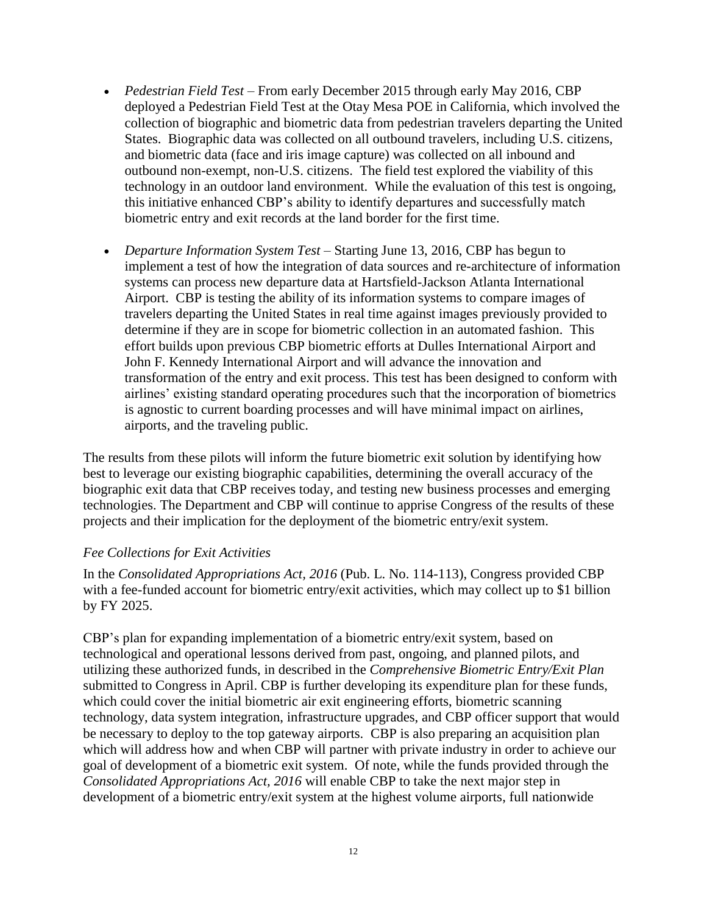- *Pedestrian Field Test* – From early December 2015 through early May 2016, CBP deployed a Pedestrian Field Test at the Otay Mesa POE in California, which involved the collection of biographic and biometric data from pedestrian travelers departing the United States. Biographic data was collected on all outbound travelers, including U.S. citizens, and biometric data (face and iris image capture) was collected on all inbound and outbound non-exempt, non-U.S. citizens. The field test explored the viability of this technology in an outdoor land environment. While the evaluation of this test is ongoing, this initiative enhanced CBP's ability to identify departures and successfully match biometric entry and exit records at the land border for the first time.

- *Departure Information System Test* – Starting June 13, 2016, CBP has begun to implement a test of how the integration of data sources and re-architecture of information systems can process new departure data at Hartsfield-Jackson Atlanta International Airport. CBP is testing the ability of its information systems to compare images of travelers departing the United States in real time against images previously provided to determine if they are in scope for biometric collection in an automated fashion. This effort builds upon previous CBP biometric efforts at Dulles International Airport and John F. Kennedy International Airport and will advance the innovation and transformation of the entry and exit process. This test has been designed to conform with airlines' existing standard operating procedures such that the incorporation of biometrics is agnostic to current boarding processes and will have minimal impact on airlines, airports, and the traveling public.

The results from these pilots will inform the future biometric exit solution by identifying how best to leverage our existing biographic capabilities, determining the overall accuracy of the biographic exit data that CBP receives today, and testing new business processes and emerging technologies. The Department and CBP will continue to apprise Congress of the results of these projects and their implication for the deployment of the biometric entry/exit system.

*Fee Collections for Exit Activities*

In the *Consolidated Appropriations Act, 2016* (Pub. L. No. 114-113), Congress provided CBP with a fee-funded account for biometric entry/exit activities, which may collect up to $1 billion by FY 2025.

CBP's plan for expanding implementation of a biometric entry/exit system, based on technological and operational lessons derived from past, ongoing, and planned pilots, and utilizing these authorized funds, in described in the *Comprehensive Biometric Entry/Exit Plan* submitted to Congress in April. CBP is further developing its expenditure plan for these funds, which could cover the initial biometric air exit engineering efforts, biometric scanning technology, data system integration, infrastructure upgrades, and CBP officer support that would be necessary to deploy to the top gateway airports. CBP is also preparing an acquisition plan which will address how and when CBP will partner with private industry in order to achieve our goal of development of a biometric exit system. Of note, while the funds provided through the *Consolidated Appropriations Act, 2016* will enable CBP to take the next major step in development of a biometric entry/exit system at the highest volume airports, full nationwide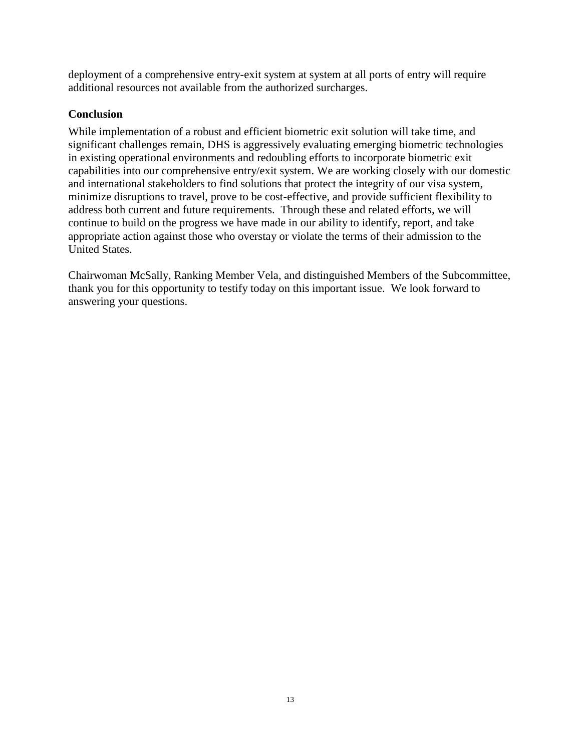deployment of a comprehensive entry-exit system at system at all ports of entry will require additional resources not available from the authorized surcharges.

## Conclusion

While implementation of a robust and efficient biometric exit solution will take time, and significant challenges remain, DHS is aggressively evaluating emerging biometric technologies in existing operational environments and redoubling efforts to incorporate biometric exit capabilities into our comprehensive entry/exit system. We are working closely with our domestic and international stakeholders to find solutions that protect the integrity of our visa system, minimize disruptions to travel, prove to be cost-effective, and provide sufficient flexibility to address both current and future requirements. Through these and related efforts, we will continue to build on the progress we have made in our ability to identify, report, and take appropriate action against those who overstay or violate the terms of their admission to the United States.

Chairwoman McSally, Ranking Member Vela, and distinguished Members of the Subcommittee, thank you for this opportunity to testify today on this important issue. We look forward to answering your questions.